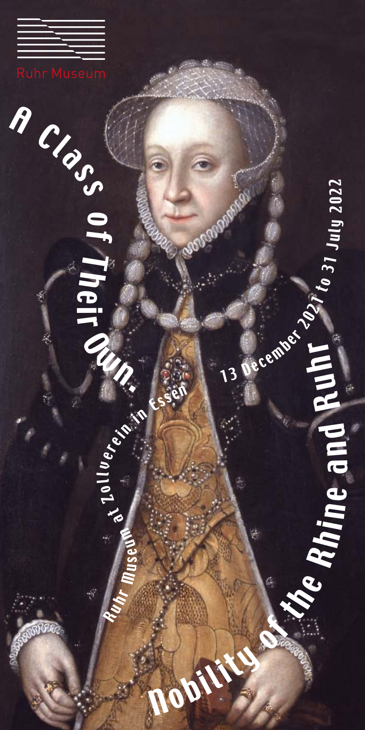Ruhr Museum

# A Class of Their Own.

# Nobility of the Rhine and Ruhr

Ruhr Museum at Zollverein in Essen

13 December 2021 to 31 July 2022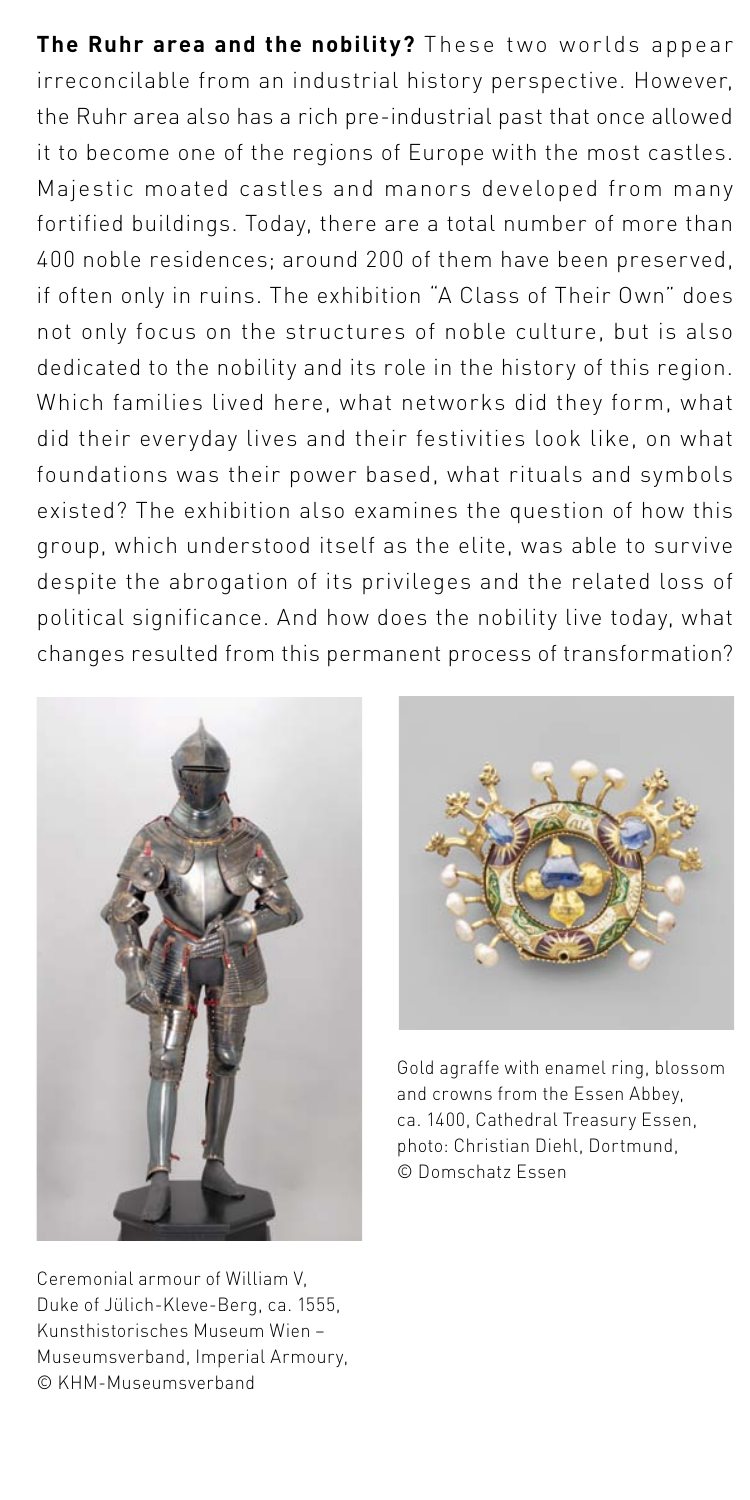**The Ruhr area and the nobility?** These two worlds appear irreconcilable from an industrial history perspective. However, the Ruhr area also has a rich pre-industrial past that once allowed it to become one of the regions of Europe with the most castles. Majestic moated castles and manors developed from many fortified buildings. Today, there are a total number of more than 400 noble residences; around 200 of them have been preserved, if often only in ruins. The exhibition "A Class of Their Own" does not only focus on the structures of noble culture, but is also dedicated to the nobility and its role in the history of this region. Which families lived here, what networks did they form, what did their everyday lives and their festivities look like, on what foundations was their power based, what rituals and symbols existed? The exhibition also examines the question of how this group, which understood itself as the elite, was able to survive despite the abrogation of its privileges and the related loss of political significance. And how does the nobility live today, what changes resulted from this permanent process of transformation?

Ceremonial armour of William V, Duke of Jülich-Kleve-Berg, ca. 1555, Kunsthistorisches Museum Wien – Museumsverband, Imperial Armoury, © KHM-Museumsverband

Gold agraffe with enamel ring, blossom and crowns from the Essen Abbey, ca. 1400, Cathedral Treasury Essen, photo: Christian Diehl, Dortmund, © Domschatz Essen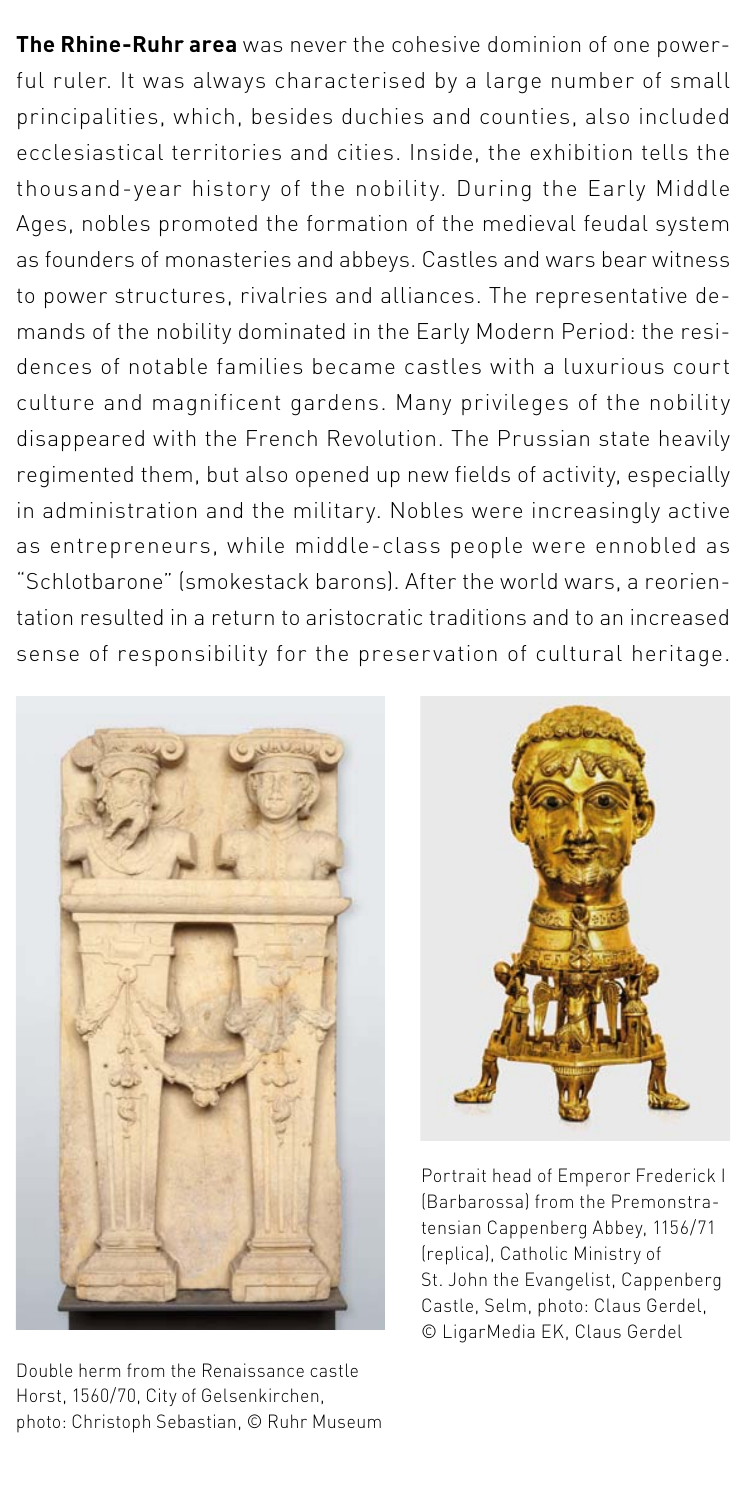**The Rhine-Ruhr area** was never the cohesive dominion of one powerful ruler. It was always characterised by a large number of small principalities, which, besides duchies and counties, also included ecclesiastical territories and cities. Inside, the exhibition tells the thousand-year history of the nobility. During the Early Middle Ages, nobles promoted the formation of the medieval feudal system as founders of monasteries and abbeys. Castles and wars bear witness to power structures, rivalries and alliances. The representative demands of the nobility dominated in the Early Modern Period: the residences of notable families became castles with a luxurious court culture and magnificent gardens. Many privileges of the nobility disappeared with the French Revolution. The Prussian state heavily regimented them, but also opened up new fields of activity, especially in administration and the military. Nobles were increasingly active as entrepreneurs, while middle-class people were ennobled as "Schlotbarone" (smokestack barons). After the world wars, a reorientation resulted in a return to aristocratic traditions and to an increased sense of responsibility for the preservation of cultural heritage.

Double herm from the Renaissance castle Horst, 1560/70, City of Gelsenkirchen, photo: Christoph Sebastian, © Ruhr Museum

Portrait head of Emperor Frederick I (Barbarossa) from the Premonstratensian Cappenberg Abbey, 1156/71 (replica), Catholic Ministry of St. John the Evangelist, Cappenberg Castle, Selm, photo: Claus Gerdel, © LigarMedia EK, Claus Gerdel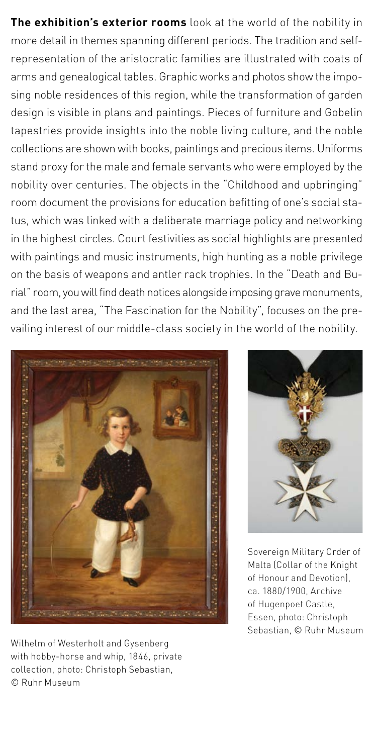**The exhibition's exterior rooms** look at the world of the nobility in more detail in themes spanning different periods. The tradition and self-representation of the aristocratic families are illustrated with coats of arms and genealogical tables. Graphic works and photos show the imposing noble residences of this region, while the transformation of garden design is visible in plans and paintings. Pieces of furniture and Gobelin tapestries provide insights into the noble living culture, and the noble collections are shown with books, paintings and precious items. Uniforms stand proxy for the male and female servants who were employed by the nobility over centuries. The objects in the "Childhood and upbringing" room document the provisions for education befitting of one's social status, which was linked with a deliberate marriage policy and networking in the highest circles. Court festivities as social highlights are presented with paintings and music instruments, high hunting as a noble privilege on the basis of weapons and antler rack trophies. In the "Death and Burial" room, you will find death notices alongside imposing grave monuments, and the last area, "The Fascination for the Nobility", focuses on the prevailing interest of our middle-class society in the world of the nobility.

Wilhelm of Westerholt and Gysenberg with hobby-horse and whip, 1846, private collection, photo: Christoph Sebastian, © Ruhr Museum

Sovereign Military Order of Malta (Collar of the Knight of Honour and Devotion), ca. 1880/1900, Archive of Hugenpoet Castle, Essen, photo: Christoph Sebastian, © Ruhr Museum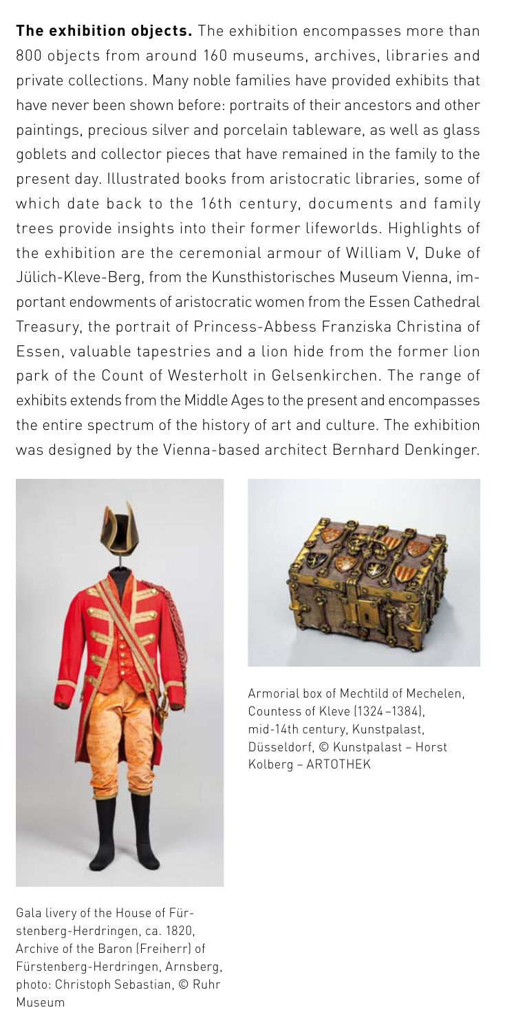**The exhibition objects.** The exhibition encompasses more than 800 objects from around 160 museums, archives, libraries and private collections. Many noble families have provided exhibits that have never been shown before: portraits of their ancestors and other paintings, precious silver and porcelain tableware, as well as glass goblets and collector pieces that have remained in the family to the present day. Illustrated books from aristocratic libraries, some of which date back to the 16th century, documents and family trees provide insights into their former lifeworlds. Highlights of the exhibition are the ceremonial armour of William V, Duke of Jülich-Kleve-Berg, from the Kunsthistorisches Museum Vienna, important endowments of aristocratic women from the Essen Cathedral Treasury, the portrait of Princess-Abbess Franziska Christina of Essen, valuable tapestries and a lion hide from the former lion park of the Count of Westerholt in Gelsenkirchen. The range of exhibits extends from the Middle Ages to the present and encompasses the entire spectrum of the history of art and culture. The exhibition was designed by the Vienna-based architect Bernhard Denkinger.

Gala livery of the House of Fürstenberg-Herdringen, ca. 1820, Archive of the Baron (Freiherr) of Fürstenberg-Herdringen, Arnsberg, photo: Christoph Sebastian, © Ruhr Museum

Armorial box of Mechtild of Mechelen, Countess of Kleve (1324 –1384), mid-14th century, Kunstpalast, Düsseldorf, © Kunstpalast – Horst Kolberg – ARTOTHEK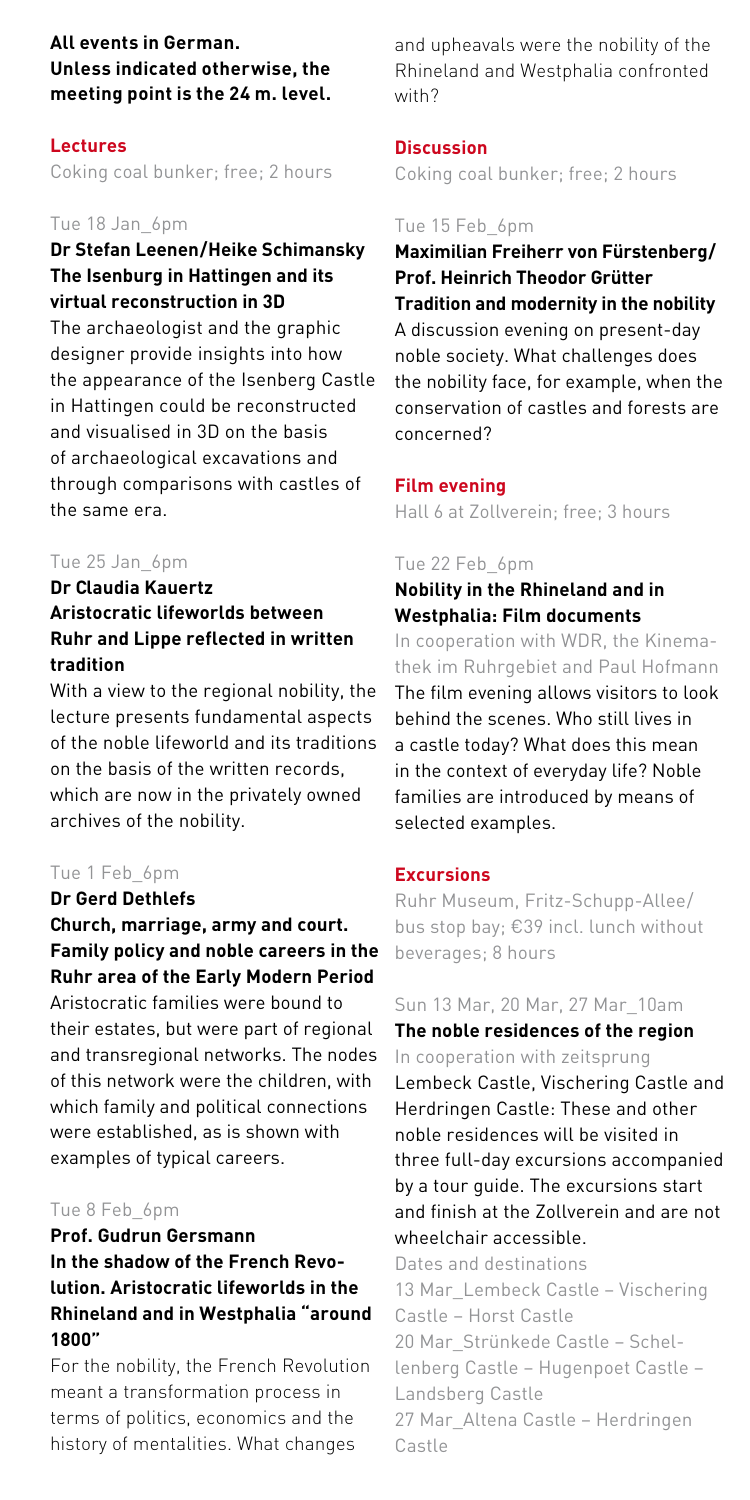**All events in German.**
**Unless indicated otherwise, the meeting point is the 24 m. level.**

## Lectures

Coking coal bunker; free; 2 hours

Tue 18 Jan_6pm

**Dr Stefan Leenen/Heike Schimansky**
**The Isenburg in Hattingen and its virtual reconstruction in 3D**

The archaeologist and the graphic designer provide insights into how the appearance of the Isenberg Castle in Hattingen could be reconstructed and visualised in 3D on the basis of archaeological excavations and through comparisons with castles of the same era.

Tue 25 Jan_6pm

**Dr Claudia Kauertz**
**Aristocratic lifeworlds between Ruhr and Lippe reflected in written tradition**

With a view to the regional nobility, the lecture presents fundamental aspects of the noble lifeworld and its traditions on the basis of the written records, which are now in the privately owned archives of the nobility.

Tue 1 Feb_6pm

**Dr Gerd Dethlefs**
**Church, marriage, army and court. Family policy and noble careers in the Ruhr area of the Early Modern Period**

Aristocratic families were bound to their estates, but were part of regional and transregional networks. The nodes of this network were the children, with which family and political connections were established, as is shown with examples of typical careers.

Tue 8 Feb_6pm

**Prof. Gudrun Gersmann**
**In the shadow of the French Revolution. Aristocratic lifeworlds in the Rhineland and in Westphalia "around 1800"**

For the nobility, the French Revolution meant a transformation process in terms of politics, economics and the history of mentalities. What changes and upheavals were the nobility of the Rhineland and Westphalia confronted with?

## Discussion

Coking coal bunker; free; 2 hours

Tue 15 Feb_6pm

**Maximilian Freiherr von Fürstenberg/ Prof. Heinrich Theodor Grütter**
**Tradition and modernity in the nobility**

A discussion evening on present-day noble society. What challenges does the nobility face, for example, when the conservation of castles and forests are concerned?

## Film evening

Hall 6 at Zollverein; free; 3 hours

Tue 22 Feb_6pm

**Nobility in the Rhineland and in Westphalia: Film documents**

In cooperation with WDR, the Kinemathek im Ruhrgebiet and Paul Hofmann

The film evening allows visitors to look behind the scenes. Who still lives in a castle today? What does this mean in the context of everyday life? Noble families are introduced by means of selected examples.

## Excursions

Ruhr Museum, Fritz-Schupp-Allee/ bus stop bay; €39 incl. lunch without beverages; 8 hours

Sun 13 Mar, 20 Mar, 27 Mar_10am

**The noble residences of the region**

In cooperation with zeitsprung

Lembeck Castle, Vischering Castle and Herdringen Castle: These and other noble residences will be visited in three full-day excursions accompanied by a tour guide. The excursions start and finish at the Zollverein and are not wheelchair accessible.

Dates and destinations

13 Mar_Lembeck Castle – Vischering Castle – Horst Castle

20 Mar_Strünkede Castle – Schellenberg Castle – Hugenpoet Castle – Landsberg Castle

27 Mar_Altena Castle – Herdringen Castle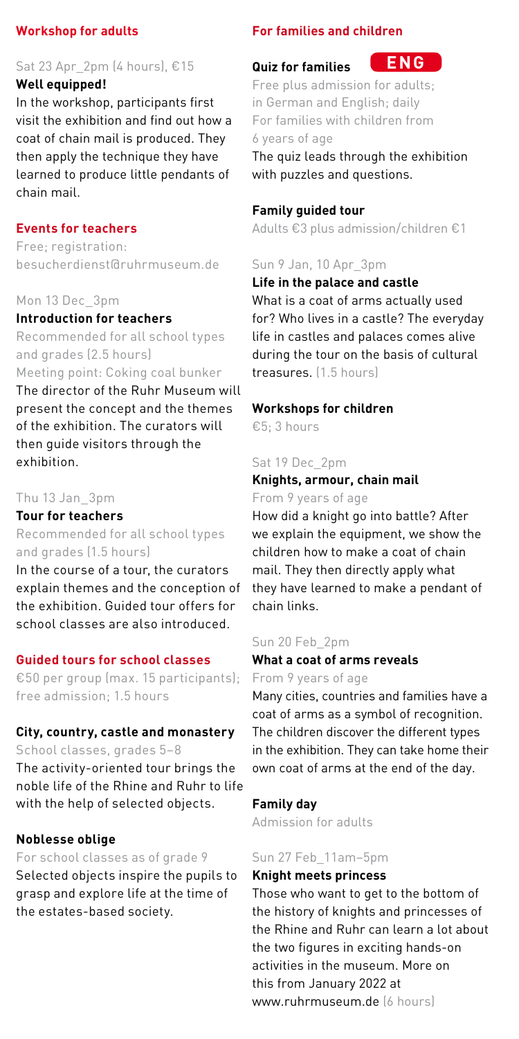## Workshop for adults

Sat 23 Apr_2pm (4 hours), €15

### Well equipped!

In the workshop, participants first visit the exhibition and find out how a coat of chain mail is produced. They then apply the technique they have learned to produce little pendants of chain mail.

## Events for teachers

Free; registration: besucherdienst@ruhrmuseum.de

Mon 13 Dec_3pm

### Introduction for teachers

Recommended for all school types and grades (2.5 hours)
Meeting point: Coking coal bunker

The director of the Ruhr Museum will present the concept and the themes of the exhibition. The curators will then guide visitors through the exhibition.

Thu 13 Jan_3pm

### Tour for teachers

Recommended for all school types and grades (1.5 hours)

In the course of a tour, the curators explain themes and the conception of the exhibition. Guided tour offers for school classes are also introduced.

## Guided tours for school classes

€50 per group (max. 15 participants); free admission; 1.5 hours

### City, country, castle and monastery

School classes, grades 5–8

The activity-oriented tour brings the noble life of the Rhine and Ruhr to life with the help of selected objects.

### Noblesse oblige

For school classes as of grade 9

Selected objects inspire the pupils to grasp and explore life at the time of the estates-based society.

## For families and children

### Quiz for families ENG

Free plus admission for adults; in German and English; daily
For families with children from 6 years of age

The quiz leads through the exhibition with puzzles and questions.

### Family guided tour

Adults €3 plus admission/children €1

Sun 9 Jan, 10 Apr_3pm

### Life in the palace and castle

What is a coat of arms actually used for? Who lives in a castle? The everyday life in castles and palaces comes alive during the tour on the basis of cultural treasures. (1.5 hours)

### Workshops for children

€5; 3 hours

Sat 19 Dec_2pm

### Knights, armour, chain mail

From 9 years of age

How did a knight go into battle? After we explain the equipment, we show the children how to make a coat of chain mail. They then directly apply what they have learned to make a pendant of chain links.

Sun 20 Feb_2pm

### What a coat of arms reveals

From 9 years of age

Many cities, countries and families have a coat of arms as a symbol of recognition. The children discover the different types in the exhibition. They can take home their own coat of arms at the end of the day.

### Family day

Admission for adults

Sun 27 Feb_11am–5pm

### Knight meets princess

Those who want to get to the bottom of the history of knights and princesses of the Rhine and Ruhr can learn a lot about the two figures in exciting hands-on activities in the museum. More on this from January 2022 at www.ruhrmuseum.de (6 hours)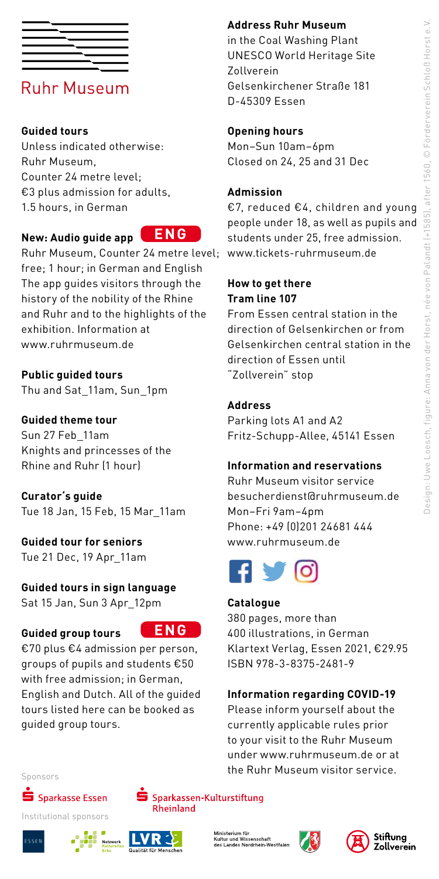# Ruhr Museum

**Guided tours**
Unless indicated otherwise:
Ruhr Museum,
Counter 24 metre level;
€3 plus admission for adults,
1.5 hours, in German

**New: Audio guide app** ENG
Ruhr Museum, Counter 24 metre level; free; 1 hour; in German and English
The app guides visitors through the history of the nobility of the Rhine and Ruhr and to the highlights of the exhibition. Information at www.ruhrmuseum.de

**Public guided tours**
Thu and Sat_11am, Sun_1pm

**Guided theme tour**
Sun 27 Feb_11am
Knights and princesses of the Rhine and Ruhr (1 hour)

**Curator's guide**
Tue 18 Jan, 15 Feb, 15 Mar_11am

**Guided tour for seniors**
Tue 21 Dec, 19 Apr_11am

**Guided tours in sign language**
Sat 15 Jan, Sun 3 Apr_12pm

**Guided group tours** ENG
€70 plus €4 admission per person, groups of pupils and students €50 with free admission; in German, English and Dutch. All of the guided tours listed here can be booked as guided group tours.

**Address Ruhr Museum**
in the Coal Washing Plant
UNESCO World Heritage Site
Zollverein
Gelsenkirchener Straße 181
D-45309 Essen

**Opening hours**
Mon–Sun 10am–6pm
Closed on 24, 25 and 31 Dec

**Admission**
€7, reduced €4, children and young people under 18, as well as pupils and students under 25, free admission.
www.tickets-ruhrmuseum.de

**How to get there**
**Tram line 107**
From Essen central station in the direction of Gelsenkirchen or from Gelsenkirchen central station in the direction of Essen until "Zollverein" stop

**Address**
Parking lots A1 and A2
Fritz-Schupp-Allee, 45141 Essen

**Information and reservations**
Ruhr Museum visitor service
besucherdienst@ruhrmuseum.de
Mon–Fri 9am–4pm
Phone: +49 (0)201 24681 444
www.ruhrmuseum.de

**Catalogue**
380 pages, more than 400 illustrations, in German
Klartext Verlag, Essen 2021, €29.95
ISBN 978-3-8375-2481-9

**Information regarding COVID-19**
Please inform yourself about the currently applicable rules prior to your visit to the Ruhr Museum under www.ruhrmuseum.de or at the Ruhr Museum visitor service.

Sponsors

Sparkasse Essen
Sparkassen-Kulturstiftung Rheinland

Institutional sponsors

Essen
Netzwerk Kulturelles Erbe
LVR Qualität für Menschen
Ministerium für Kultur und Wissenschaft des Landes Nordrhein-Westfalen
Stiftung Zollverein

Design: Uwe Loesch, figure: Anna von der Horst, née von Palandt (+1585), after 1560, © Förderverein Schloß Horst e.V.